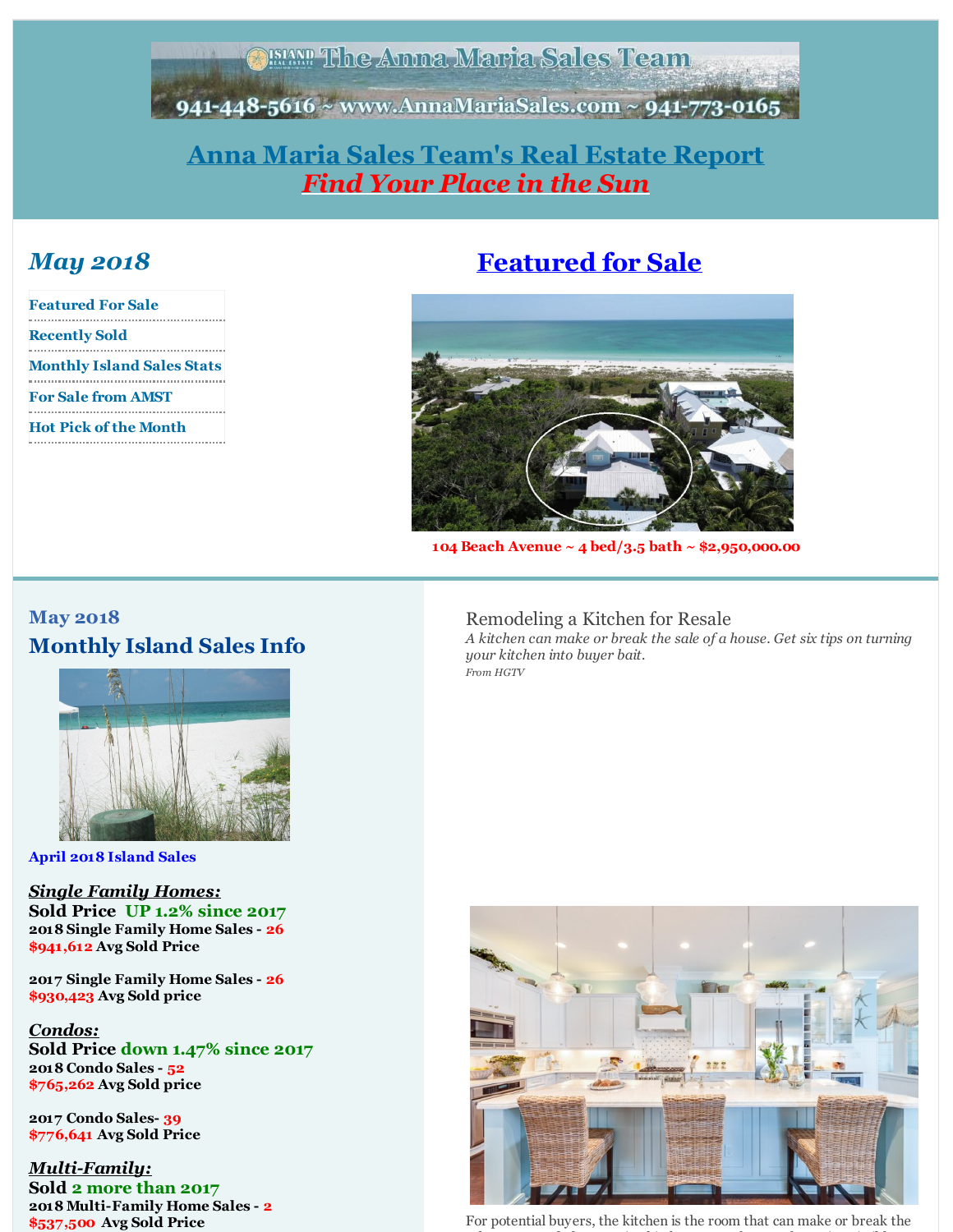The Anna Maria Sales Team

941-448-5616 ~ www.AnnaMariaSales.com ~ 941-773-0165

# Anna Maria Sales Team's Real Estate Report

## *Find Your Place in the Sun*

## *May 2018*

- Featured For Sale
- Recently Sold
- Monthly Island Sales Stats
- For Sale from AMST
- Hot Pick of the Month

## Featured for Sale

**104 Beach Avenue ~ 4 bed/3.5 bath ~ $2,950,000.00**

### May 2018

## Monthly Island Sales Info

**April 2018 Island Sales**

***Single Family Homes:***

**Sold Price UP 1.2% since 2017**

**2018 Single Family Home Sales - 26**
**$941,612 Avg Sold Price**

**2017 Single Family Home Sales - 26**
**$930,423 Avg Sold price**

***Condos:***

**Sold Price down 1.47% since 2017**

**2018 Condo Sales - 52**
**$765,262 Avg Sold price**

**2017 Condo Sales- 39**
**$776,641 Avg Sold Price**

***Multi-Family:***

**Sold 2 more than 2017**

**2018 Multi-Family Home Sales - 2**
**$537,500 Avg Sold Price**

### Remodeling a Kitchen for Resale

*A kitchen can make or break the sale of a house. Get six tips on turning your kitchen into buyer bait.*

*From HGTV*

For potential buyers, the kitchen is the room that can make or break the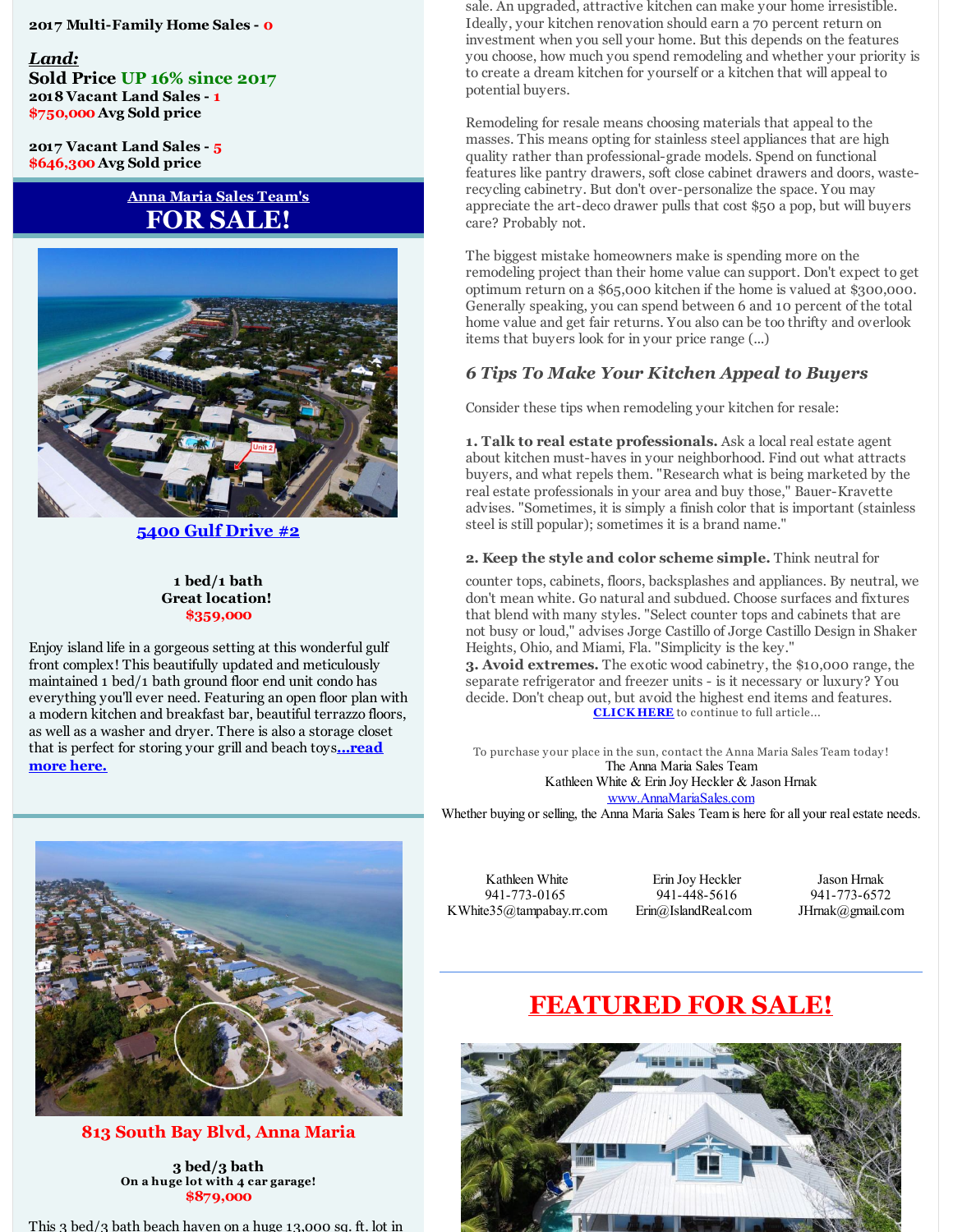**2017 Multi-Family Home Sales - 0**

***Land:***

**Sold Price UP 16% since 2017**

**2018 Vacant Land Sales - 1**
**$750,000 Avg Sold price**

**2017 Vacant Land Sales - 5**
**$646,300 Avg Sold price**

## Anna Maria Sales Team's FOR SALE!

### 5400 Gulf Drive #2

**1 bed/1 bath**
**Great location!**
**$359,000**

Enjoy island life in a gorgeous setting at this wonderful gulf front complex! This beautifully updated and meticulously maintained 1 bed/1 bath ground floor end unit condo has everything you'll ever need. Featuring an open floor plan with a modern kitchen and breakfast bar, beautiful terrazzo floors, as well as a washer and dryer. There is also a storage closet that is perfect for storing your grill and beach toys**...read more here.**

### 813 South Bay Blvd, Anna Maria

**3 bed/3 bath**
**On a huge lot with 4 car garage!**
**$879,000**

This 3 bed/3 bath beach haven on a huge 13,000 sq. ft. lot in

sale. An upgraded, attractive kitchen can make your home irresistible. Ideally, your kitchen renovation should earn a 70 percent return on investment when you sell your home. But this depends on the features you choose, how much you spend remodeling and whether your priority is to create a dream kitchen for yourself or a kitchen that will appeal to potential buyers.

Remodeling for resale means choosing materials that appeal to the masses. This means opting for stainless steel appliances that are high quality rather than professional-grade models. Spend on functional features like pantry drawers, soft close cabinet drawers and doors, waste-recycling cabinetry. But don't over-personalize the space. You may appreciate the art-deco drawer pulls that cost $50 a pop, but will buyers care? Probably not.

The biggest mistake homeowners make is spending more on the remodeling project than their home value can support. Don't expect to get optimum return on a $65,000 kitchen if the home is valued at $300,000. Generally speaking, you can spend between 6 and 10 percent of the total home value and get fair returns. You also can be too thrifty and overlook items that buyers look for in your price range (...)

### *6 Tips To Make Your Kitchen Appeal to Buyers*

Consider these tips when remodeling your kitchen for resale:

**1. Talk to real estate professionals.** Ask a local real estate agent about kitchen must-haves in your neighborhood. Find out what attracts buyers, and what repels them. "Research what is being marketed by the real estate professionals in your area and buy those," Bauer-Kravette advises. "Sometimes, it is simply a finish color that is important (stainless steel is still popular); sometimes it is a brand name."

**2. Keep the style and color scheme simple.** Think neutral for counter tops, cabinets, floors, backsplashes and appliances. By neutral, we don't mean white. Go natural and subdued. Choose surfaces and fixtures that blend with many styles. "Select counter tops and cabinets that are not busy or loud," advises Jorge Castillo of Jorge Castillo Design in Shaker Heights, Ohio, and Miami, Fla. "Simplicity is the key."

**3. Avoid extremes.** The exotic wood cabinetry, the $10,000 range, the separate refrigerator and freezer units - is it necessary or luxury? You decide. Don't cheap out, but avoid the highest end items and features.

**CLICK HERE** to continue to full article...

To purchase your place in the sun, contact the Anna Maria Sales Team today!
The Anna Maria Sales Team
Kathleen White & Erin Joy Heckler & Jason Hrnak
www.AnnaMariaSales.com
Whether buying or selling, the Anna Maria Sales Team is here for all your real estate needs.

| Kathleen White | Erin Joy Heckler | Jason Hrnak |
|---|---|---|
| 941-773-0165 | 941-448-5616 | 941-773-6572 |
| KWhite35@tampabay.rr.com | Erin@IslandReal.com | JHrnak@gmail.com |

## FEATURED FOR SALE!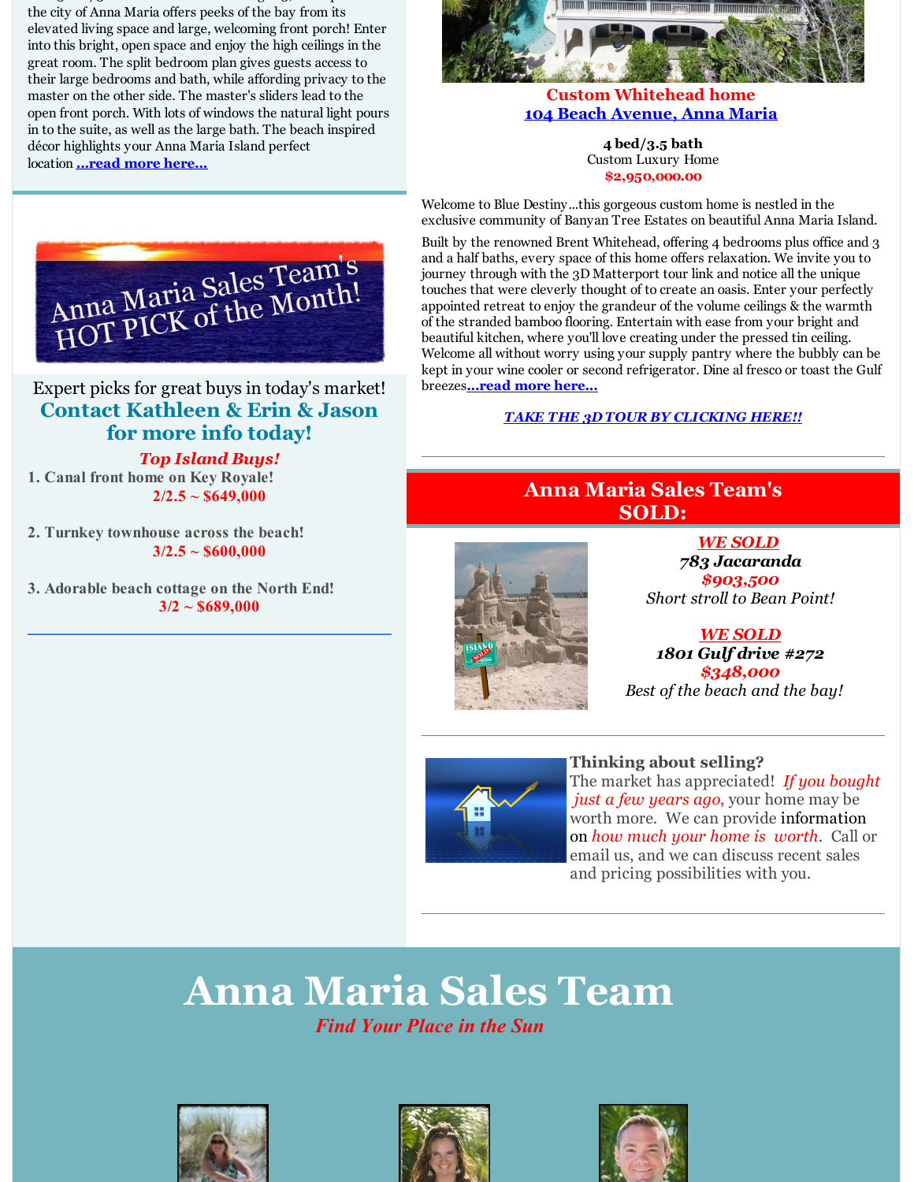the city of Anna Maria offers peeks of the bay from its elevated living space and large, welcoming front porch! Enter into this bright, open space and enjoy the high ceilings in the great room. The split bedroom plan gives guests access to their large bedrooms and bath, while affording privacy to the master on the other side. The master's sliders lead to the open front porch. With lots of windows the natural light pours in to the suite, as well as the large bath. The beach inspired décor highlights your Anna Maria Island perfect location **...read more here...**

Anna Maria Sales Team's HOT PICK of the Month!

Expert picks for great buys in today's market!

**Contact Kathleen & Erin & Jason for more info today!**

***Top Island Buys!***

1. **Canal front home on Key Royale!**
   **2/2.5 ~ $649,000**

2. **Turnkey townhouse across the beach!**
   **3/2.5 ~ $600,000**

3. **Adorable beach cottage on the North End!**
   **3/2 ~ $689,000**

---

**Custom Whitehead home**

**104 Beach Avenue, Anna Maria**

**4 bed/3.5 bath**
Custom Luxury Home
**$2,950,000.00**

Welcome to Blue Destiny...this gorgeous custom home is nestled in the exclusive community of Banyan Tree Estates on beautiful Anna Maria Island.

Built by the renowned Brent Whitehead, offering 4 bedrooms plus office and 3 and a half baths, every space of this home offers relaxation. We invite you to journey through with the 3D Matterport tour link and notice all the unique touches that were cleverly thought of to create an oasis. Enter your perfectly appointed retreat to enjoy the grandeur of the volume ceilings & the warmth of the stranded bamboo flooring. Entertain with ease from your bright and beautiful kitchen, where you'll love creating under the pressed tin ceiling. Welcome all without worry using your supply pantry where the bubbly can be kept in your wine cooler or second refrigerator. Dine al fresco or toast the Gulf breezes**...read more here...**

***TAKE THE 3D TOUR BY CLICKING HERE!!***

---

## Anna Maria Sales Team's SOLD:

***WE SOLD***
***783 Jacaranda***
***$903,500***
*Short stroll to Bean Point!*

***WE SOLD***
***1801 Gulf drive #272***
***$348,000***
*Best of the beach and the bay!*

---

**Thinking about selling?**
The market has appreciated! *If you bought just a few years ago,* your home may be worth more. We can provide information on *how much your home is worth*. Call or email us, and we can discuss recent sales and pricing possibilities with you.

---

# Anna Maria Sales Team

*Find Your Place in the Sun*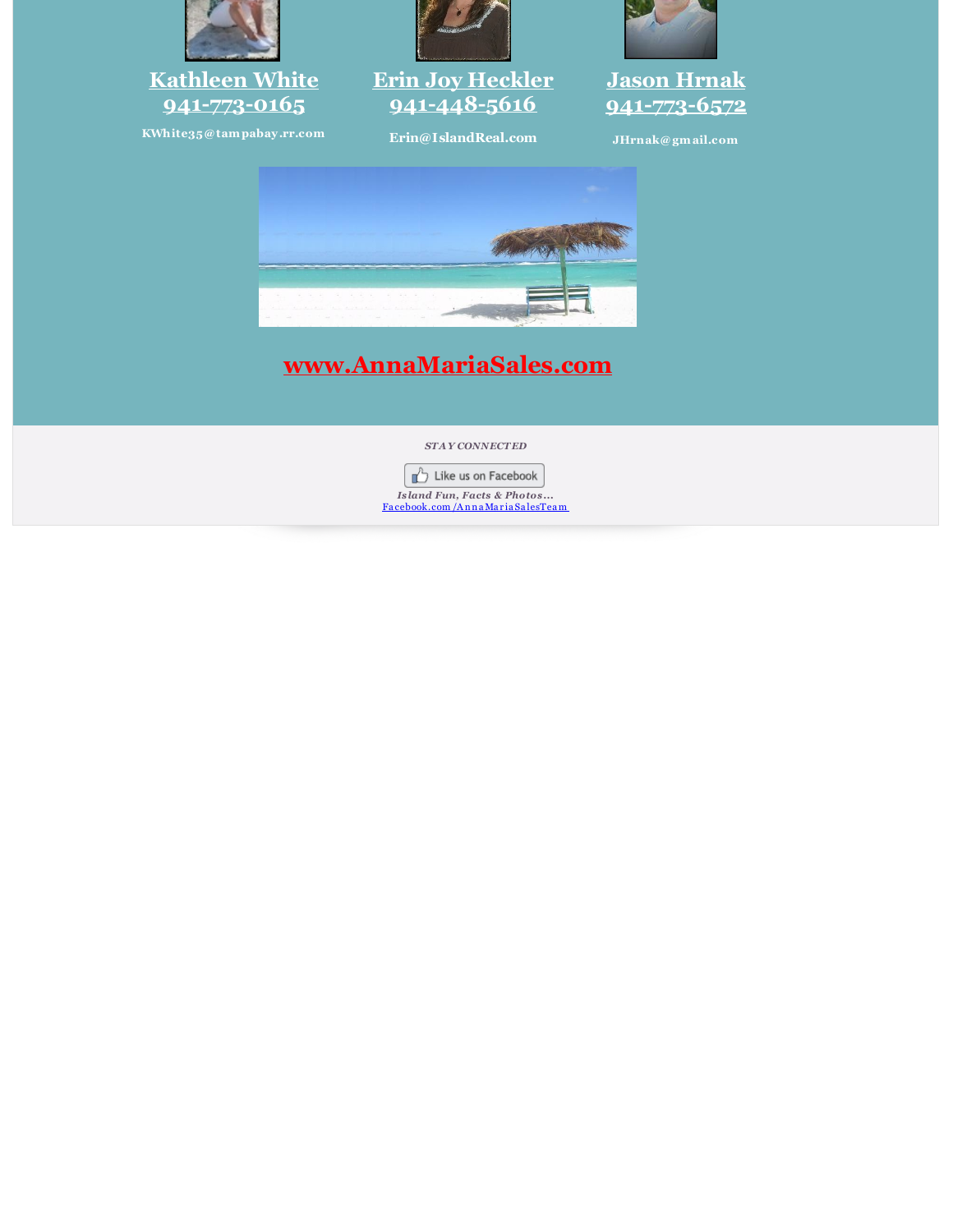**Kathleen White**
**941-773-0165**
**KWhite35@tampabay.rr.com**

**Erin Joy Heckler**
**941-448-5616**
**Erin@IslandReal.com**

**Jason Hrnak**
**941-773-6572**
**JHrnak@gmail.com**

**www.AnnaMariaSales.com**

***STAY CONNECTED***

Like us on Facebook

***Island Fun, Facts & Photos...***
Facebook.com/AnnaMariaSalesTeam